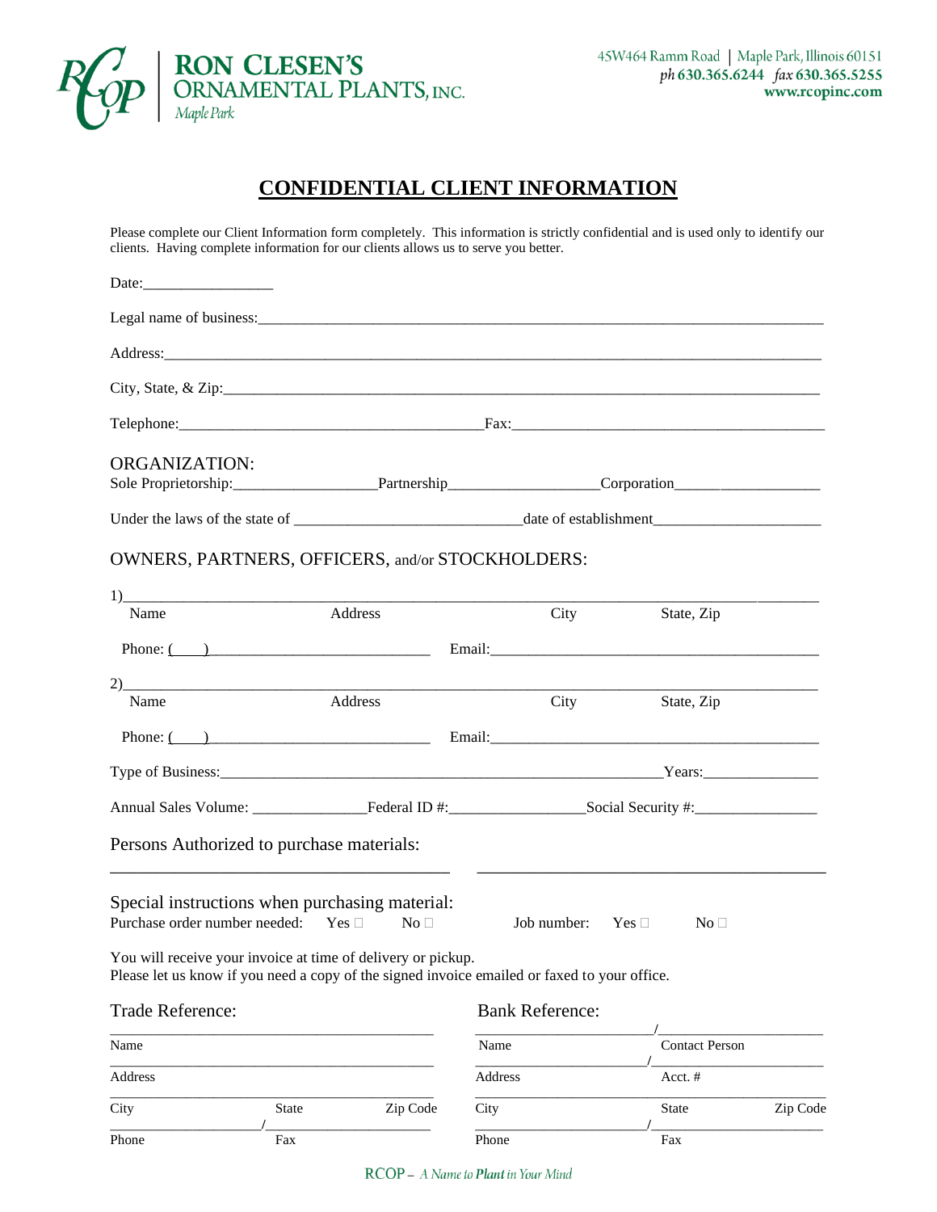**RON CLESEN'S ORNAMENTAL PLANTS, INC.**
Maple Park

45W464 Ramm Road | Maple Park, Illinois 60151
ph 630.365.6244 fax 630.365.5255
www.rcopinc.com

# CONFIDENTIAL CLIENT INFORMATION

Please complete our Client Information form completely. This information is strictly confidential and is used only to identify our clients. Having complete information for our clients allows us to serve you better.

Date:_________________

Legal name of business:_______________________________________________

Address:_______________________________________________

City, State, & Zip:_______________________________________________

Telephone:_______________________Fax:_______________________

## ORGANIZATION:

Sole Proprietorship:__________________Partnership__________________Corporation__________________

Under the laws of the state of ____________________________date of establishment_____________________

## OWNERS, PARTNERS, OFFICERS, and/or STOCKHOLDERS:

1)_______________________________________________________________
Name　　　Address　　　City　　　State, Zip

Phone: (____)_____________________________ Email:_______________________________

2)_______________________________________________________________
Name　　　Address　　　City　　　State, Zip

Phone: (____)_____________________________ Email:_______________________________

Type of Business:_______________________________________________Years:_______________

Annual Sales Volume: _______________Federal ID #:_________________Social Security #:________________

## Persons Authorized to purchase materials:

_________________________________________　　_________________________________________

## Special instructions when purchasing material:

Purchase order number needed: Yes ☐ No ☐　　Job number: Yes ☐ No ☐

You will receive your invoice at time of delivery or pickup.
Please let us know if you need a copy of the signed invoice emailed or faxed to your office.

## Trade Reference:

_________________________________________
Name

_________________________________________
Address

_________________________________________
City　　State　　Zip Code

___________________/___________________
Phone　　Fax

## Bank Reference:

___________________/___________________
Name　　Contact Person

___________________/___________________
Address　　Acct. #

_________________________________________
City　　State　　Zip Code

___________________/___________________
Phone　　Fax

RCOP – *A Name to Plant in Your Mind*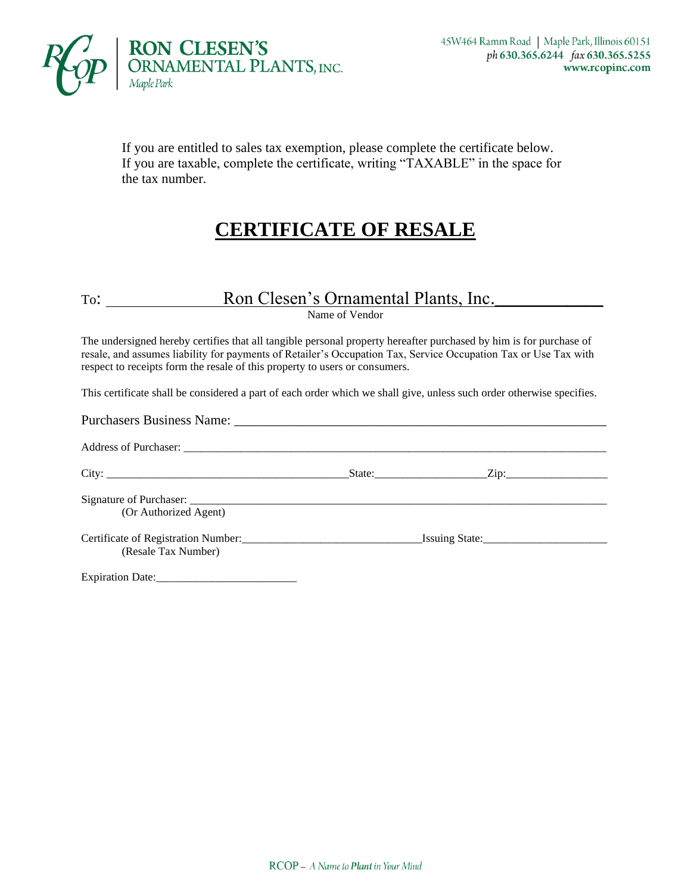RON CLESEN'S ORNAMENTAL PLANTS, INC.
Maple Park

45W464 Ramm Road | Maple Park, Illinois 60151
ph 630.365.6244 fax 630.365.5255
www.rcopinc.com

If you are entitled to sales tax exemption, please complete the certificate below. If you are taxable, complete the certificate, writing "TAXABLE" in the space for the tax number.

# CERTIFICATE OF RESALE

To: Ron Clesen's Ornamental Plants, Inc.___________
Name of Vendor

The undersigned hereby certifies that all tangible personal property hereafter purchased by him is for purchase of resale, and assumes liability for payments of Retailer's Occupation Tax, Service Occupation Tax or Use Tax with respect to receipts form the resale of this property to users or consumers.

This certificate shall be considered a part of each order which we shall give, unless such order otherwise specifies.

Purchasers Business Name: ________________________________________________________

Address of Purchaser: ____________________________________________________________

City: ________________________________State:__________________Zip:________________

Signature of Purchaser: ____________________________________________________________
(Or Authorized Agent)

Certificate of Registration Number:_____________________________Issuing State:_____________________
(Resale Tax Number)

Expiration Date:________________________

RCOP – A Name to Plant in Your Mind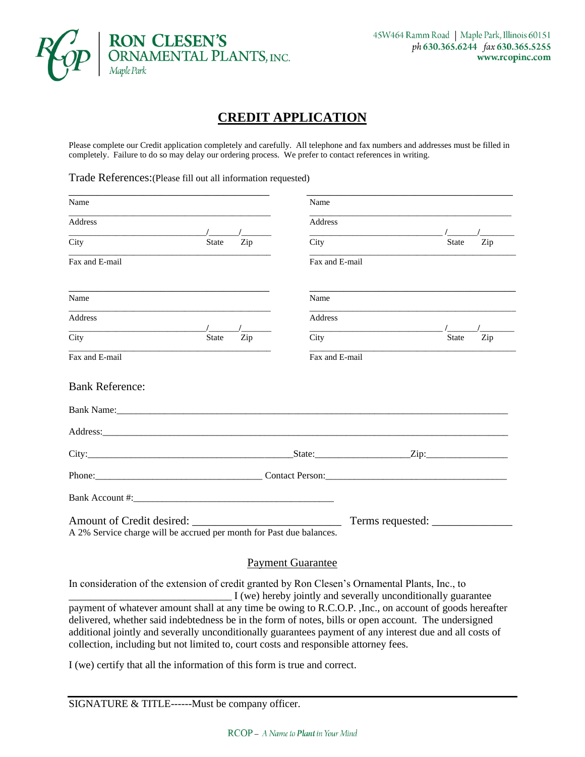**RON CLESEN'S ORNAMENTAL PLANTS, INC.**
Maple Park

45W464 Ramm Road | Maple Park, Illinois 60151
ph 630.365.6244 fax 630.365.5255
www.rcopinc.com

# CREDIT APPLICATION

Please complete our Credit application completely and carefully. All telephone and fax numbers and addresses must be filled in completely. Failure to do so may delay our ordering process. We prefer to contact references in writing.

Trade References:(Please fill out all information requested)

_______________________________________
Name
_______________________________________
Address
______________________________/______/______
City State Zip
_______________________________________
Fax and E-mail

_______________________________________
Name
_______________________________________
Address
______________________________/______/______
City State Zip
_______________________________________
Fax and E-mail

_______________________________________
Name
_______________________________________
Address
______________________________/______/______
City State Zip
_______________________________________
Fax and E-mail

_______________________________________
Name
_______________________________________
Address
______________________________/______/______
City State Zip
_______________________________________
Fax and E-mail

Bank Reference:

Bank Name:_______________________________________________________________________________

Address:_________________________________________________________________________________

City:____________________________________________State:___________________Zip:_________________

Phone:____________________________________ Contact Person:______________________________________

Bank Account #:__________________________________________

Amount of Credit desired: __________________________ Terms requested: ______________
A 2% Service charge will be accrued per month for Past due balances.

## Payment Guarantee

In consideration of the extension of credit granted by Ron Clesen's Ornamental Plants, Inc., to ______________________________ I (we) hereby jointly and severally unconditionally guarantee payment of whatever amount shall at any time be owing to R.C.O.P. ,Inc., on account of goods hereafter delivered, whether said indebtedness be in the form of notes, bills or open account. The undersigned additional jointly and severally unconditionally guarantees payment of any interest due and all costs of collection, including but not limited to, court costs and responsible attorney fees.

I (we) certify that all the information of this form is true and correct.

_______________________________________________________________________________
SIGNATURE & TITLE------Must be company officer.

RCOP – *A Name to **Plant** in Your Mind*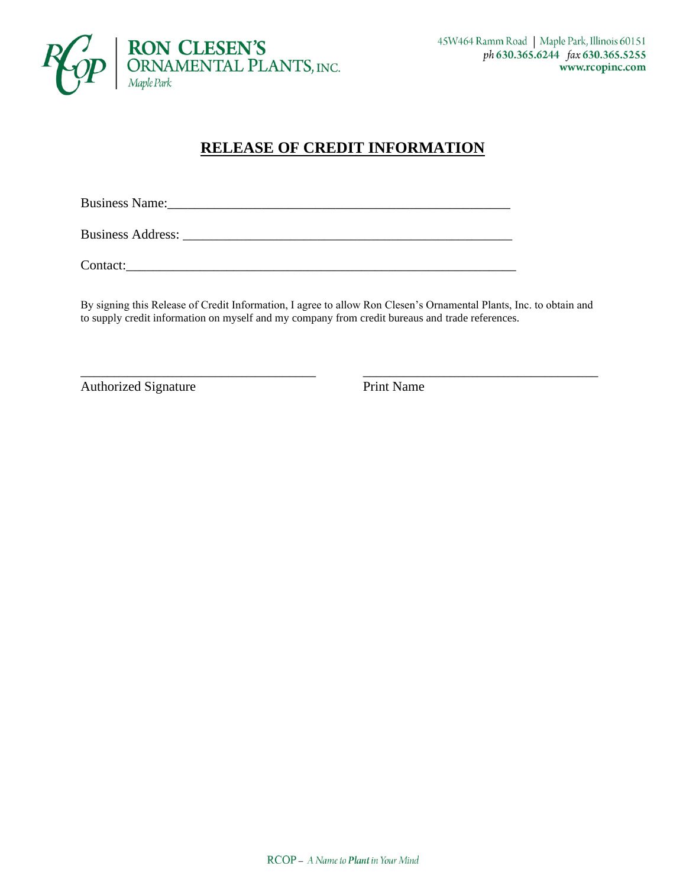**RON CLESEN'S**
**ORNAMENTAL PLANTS, INC.**
*Maple Park*

45W464 Ramm Road | Maple Park, Illinois 60151
*ph* **630.365.6244** *fax* **630.365.5255**
**www.rcopinc.com**

# RELEASE OF CREDIT INFORMATION

Business Name:___________________________________________________

Business Address: _______________________________________________

Contact:_________________________________________________________

By signing this Release of Credit Information, I agree to allow Ron Clesen's Ornamental Plants, Inc. to obtain and to supply credit information on myself and my company from credit bureaus and trade references.

___________________________________ ___________________________________

Authorized Signature Print Name

RCOP – *A Name to **Plant** in Your Mind*